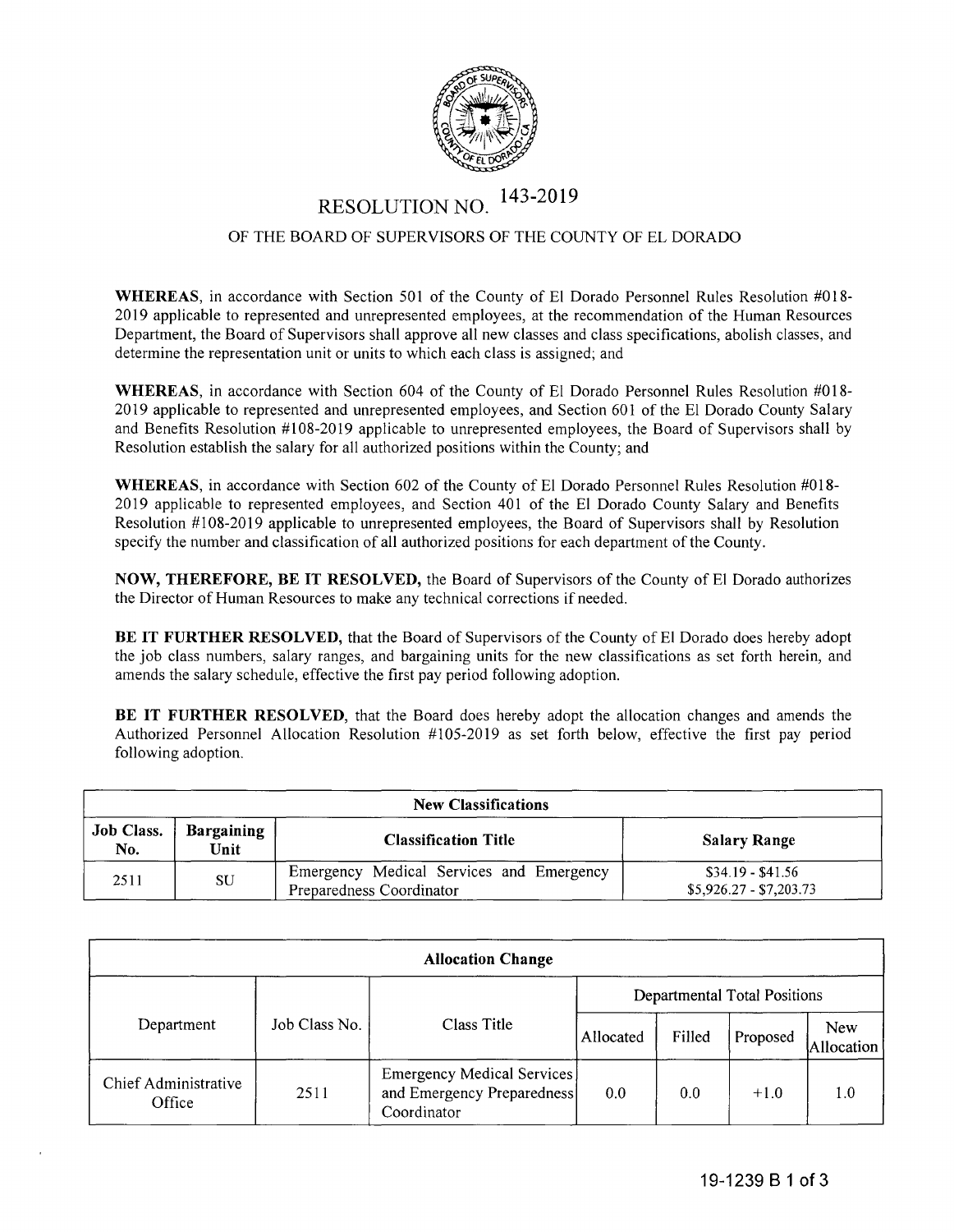# RESOLUTION NO. 143-2019

## OF THE BOARD OF SUPERVISORS OF THE COUNTY OF EL DORADO

**WHEREAS**, in accordance with Section 501 of the County of El Dorado Personnel Rules Resolution #018-2019 applicable to represented and unrepresented employees, at the recommendation of the Human Resources Department, the Board of Supervisors shall approve all new classes and class specifications, abolish classes, and determine the representation unit or units to which each class is assigned; and

**WHEREAS**, in accordance with Section 604 of the County of El Dorado Personnel Rules Resolution #018-2019 applicable to represented and unrepresented employees, and Section 601 of the El Dorado County Salary and Benefits Resolution #108-2019 applicable to unrepresented employees, the Board of Supervisors shall by Resolution establish the salary for all authorized positions within the County; and

**WHEREAS**, in accordance with Section 602 of the County of El Dorado Personnel Rules Resolution #018-2019 applicable to represented employees, and Section 401 of the El Dorado County Salary and Benefits Resolution #108-2019 applicable to unrepresented employees, the Board of Supervisors shall by Resolution specify the number and classification of all authorized positions for each department of the County.

**NOW, THEREFORE, BE IT RESOLVED,** the Board of Supervisors of the County of El Dorado authorizes the Director of Human Resources to make any technical corrections if needed.

**BE IT FURTHER RESOLVED,** that the Board of Supervisors of the County of El Dorado does hereby adopt the job class numbers, salary ranges, and bargaining units for the new classifications as set forth herein, and amends the salary schedule, effective the first pay period following adoption.

**BE IT FURTHER RESOLVED,** that the Board does hereby adopt the allocation changes and amends the Authorized Personnel Allocation Resolution #105-2019 as set forth below, effective the first pay period following adoption.

| New Classifications | | | |
|---|---|---|---|
| **Job Class. No.** | **Bargaining Unit** | **Classification Title** | **Salary Range** |
| 2511 | SU | Emergency Medical Services and Emergency Preparedness Coordinator | $34.19 - $41.56<br>$5,926.27 - $7,203.73 |

| Allocation Change | | | | | | |
|---|---|---|---|---|---|---|
| Department | Job Class No. | Class Title | Departmental Total Positions | | | |
| | | | Allocated | Filled | Proposed | New Allocation |
| Chief Administrative Office | 2511 | Emergency Medical Services and Emergency Preparedness Coordinator | 0.0 | 0.0 | +1.0 | 1.0 |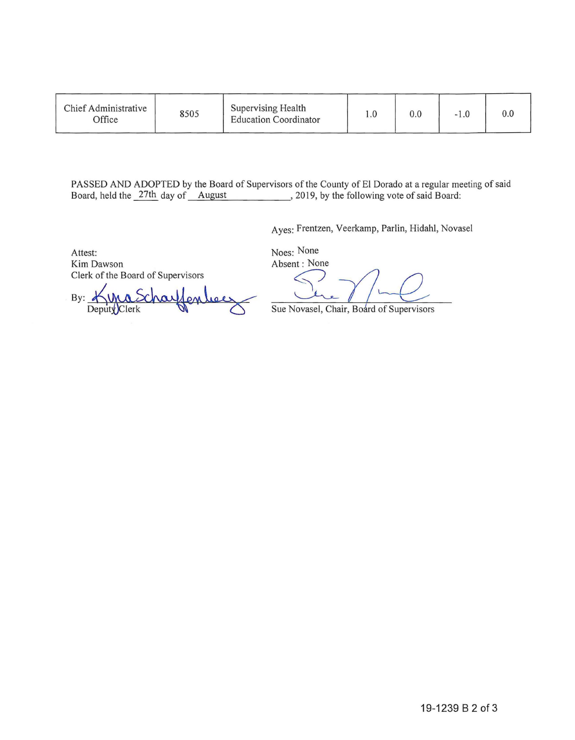| | | | | | | |
|---|---|---|---|---|---|---|
| Chief Administrative Office | 8505 | Supervising Health Education Coordinator | 1.0 | 0.0 | -1.0 | 0.0 |

PASSED AND ADOPTED by the Board of Supervisors of the County of El Dorado at a regular meeting of said Board, held the 27th day of August, 2019, by the following vote of said Board:

Ayes: Frentzen, Veerkamp, Parlin, Hidahl, Novasel

Noes: None

Absent : None

Attest:
Kim Dawson
Clerk of the Board of Supervisors

By: Kyra Schaffenburg
Deputy Clerk

Sue Novasel, Chair, Board of Supervisors

19-1239 B 2 of 3